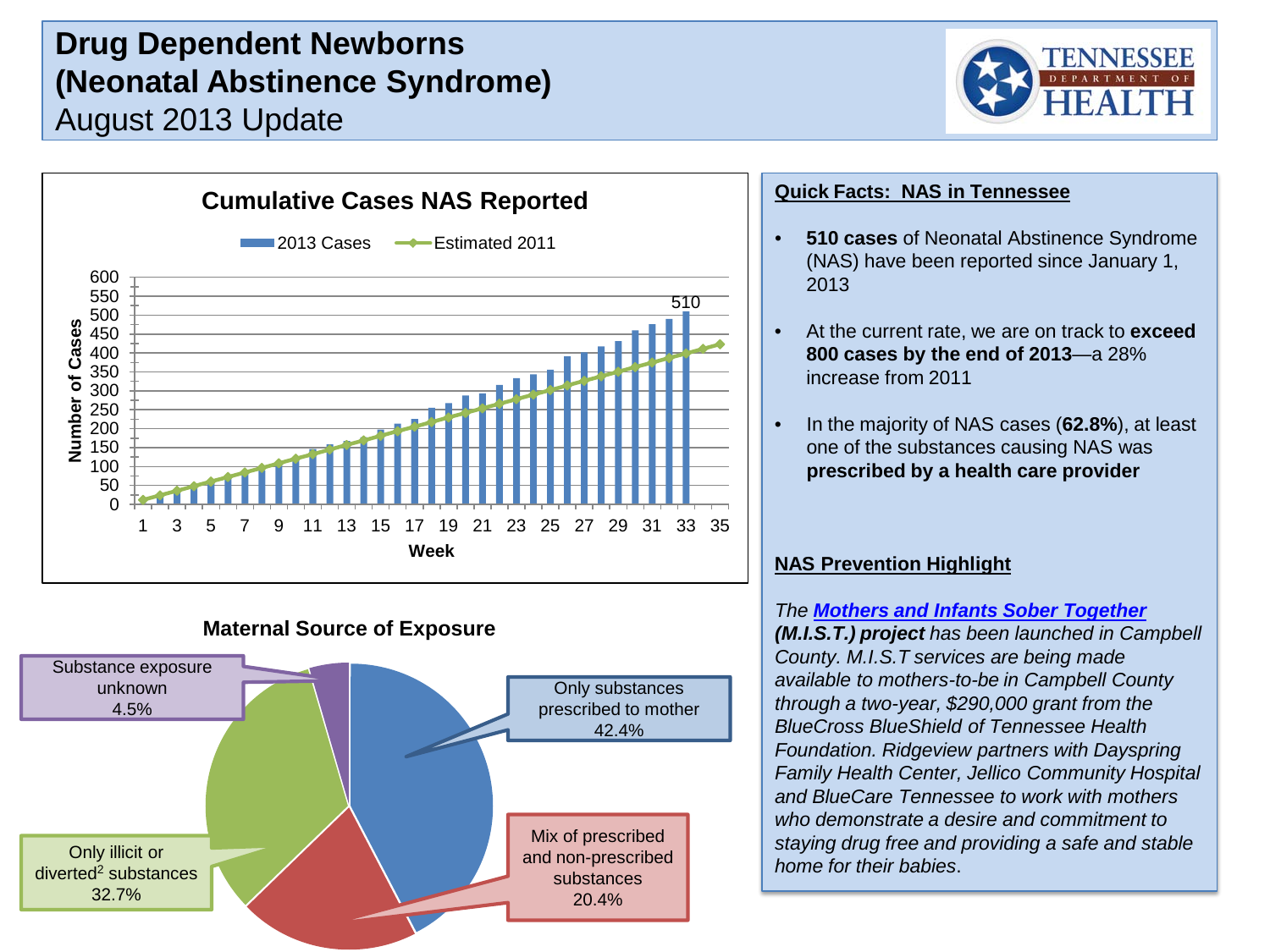# Drug Dependent Newborns (Neonatal Abstinence Syndrome)

## August 2013 Update

### Cumulative Cases NAS Reported

2013 Cases — Estimated 2011

Number of Cases (0–600) by Week (1–35); 510 cases at week 33.

### Maternal Source of Exposure

- Only substances prescribed to mother 42.4%
- Mix of prescribed and non-prescribed substances 20.4%
- Only illicit or diverted[2] substances 32.7%
- Substance exposure unknown 4.5%

### Quick Facts: NAS in Tennessee

- **510 cases** of Neonatal Abstinence Syndrome (NAS) have been reported since January 1, 2013
- At the current rate, we are on track to **exceed 800 cases by the end of 2013**—a 28% increase from 2011
- In the majority of NAS cases (**62.8%**), at least one of the substances causing NAS was **prescribed by a health care provider**

### NAS Prevention Highlight

*The **Mothers and Infants Sober Together (M.I.S.T.) project** has been launched in Campbell County. M.I.S.T services are being made available to mothers-to-be in Campbell County through a two-year, $290,000 grant from the BlueCross BlueShield of Tennessee Health Foundation. Ridgeview partners with Dayspring Family Health Center, Jellico Community Hospital and BlueCare Tennessee to work with mothers who demonstrate a desire and commitment to staying drug free and providing a safe and stable home for their babies.*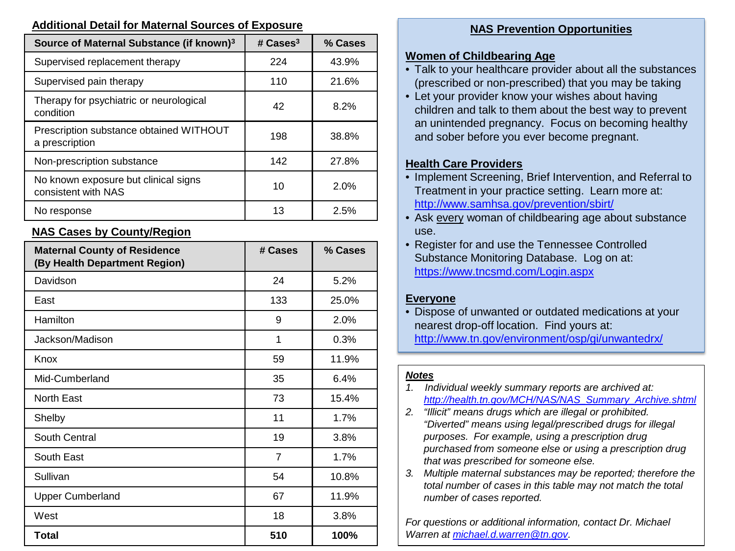## Additional Detail for Maternal Sources of Exposure

| Source of Maternal Substance (if known)[3] | # Cases[3] | % Cases |
|---|---|---|
| Supervised replacement therapy | 224 | 43.9% |
| Supervised pain therapy | 110 | 21.6% |
| Therapy for psychiatric or neurological condition | 42 | 8.2% |
| Prescription substance obtained WITHOUT a prescription | 198 | 38.8% |
| Non-prescription substance | 142 | 27.8% |
| No known exposure but clinical signs consistent with NAS | 10 | 2.0% |
| No response | 13 | 2.5% |

## NAS Cases by County/Region

| Maternal County of Residence (By Health Department Region) | # Cases | % Cases |
|---|---|---|
| Davidson | 24 | 5.2% |
| East | 133 | 25.0% |
| Hamilton | 9 | 2.0% |
| Jackson/Madison | 1 | 0.3% |
| Knox | 59 | 11.9% |
| Mid-Cumberland | 35 | 6.4% |
| North East | 73 | 15.4% |
| Shelby | 11 | 1.7% |
| South Central | 19 | 3.8% |
| South East | 7 | 1.7% |
| Sullivan | 54 | 10.8% |
| Upper Cumberland | 67 | 11.9% |
| West | 18 | 3.8% |
| **Total** | **510** | **100%** |

## NAS Prevention Opportunities

### Women of Childbearing Age

- Talk to your healthcare provider about all the substances (prescribed or non-prescribed) that you may be taking
- Let your provider know your wishes about having children and talk to them about the best way to prevent an unintended pregnancy. Focus on becoming healthy and sober before you ever become pregnant.

### Health Care Providers

- Implement Screening, Brief Intervention, and Referral to Treatment in your practice setting. Learn more at: http://www.samhsa.gov/prevention/sbirt/
- Ask every woman of childbearing age about substance use.
- Register for and use the Tennessee Controlled Substance Monitoring Database. Log on at: https://www.tncsmd.com/Login.aspx

### Everyone

- Dispose of unwanted or outdated medications at your nearest drop-off location. Find yours at: http://www.tn.gov/environment/osp/gi/unwantedrx/

### *Notes*

1. *Individual weekly summary reports are archived at: http://health.tn.gov/MCH/NAS/NAS_Summary_Archive.shtml*
2. *"Illicit" means drugs which are illegal or prohibited. "Diverted" means using legal/prescribed drugs for illegal purposes. For example, using a prescription drug purchased from someone else or using a prescription drug that was prescribed for someone else.*
3. *Multiple maternal substances may be reported; therefore the total number of cases in this table may not match the total number of cases reported.*

*For questions or additional information, contact Dr. Michael Warren at michael.d.warren@tn.gov.*